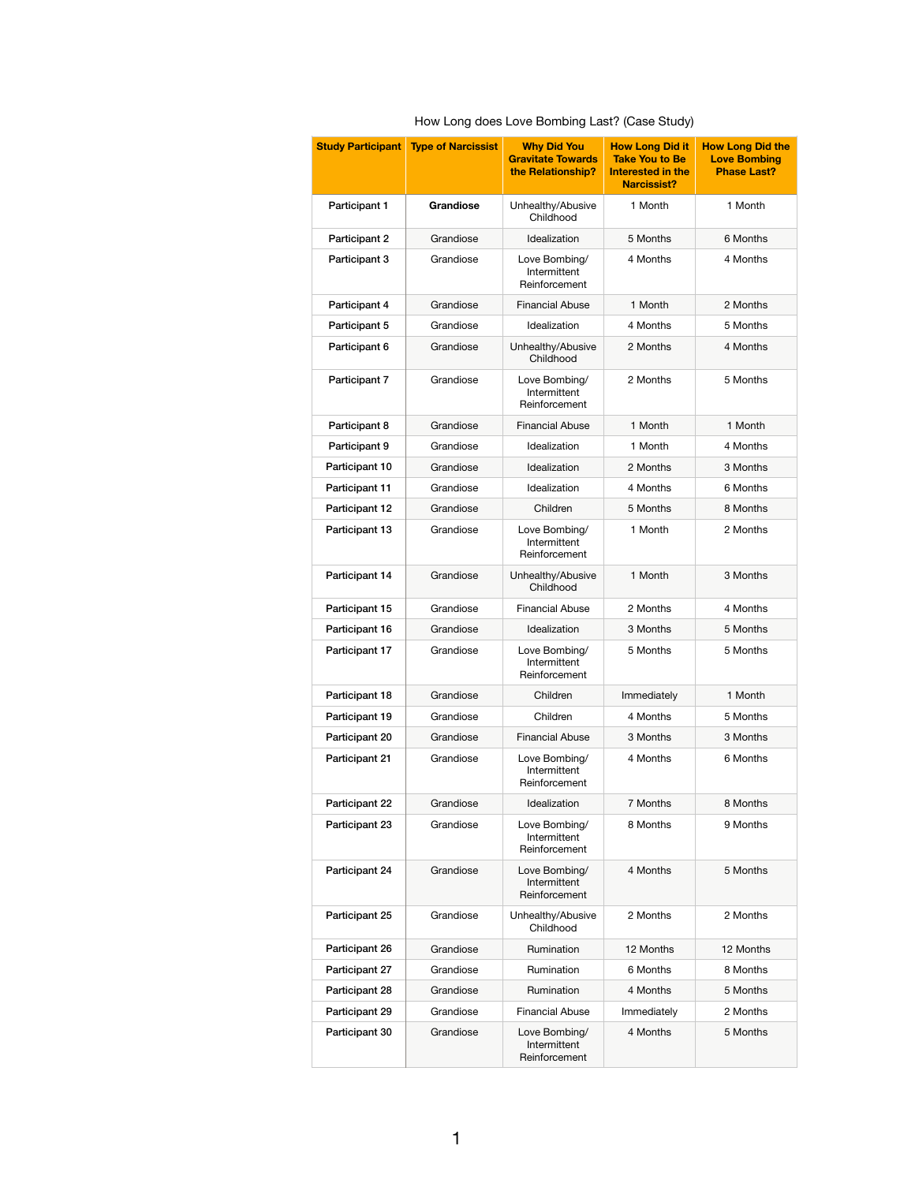How Long does Love Bombing Last? (Case Study)

| Study Participant | Type of Narcissist | Why Did You Gravitate Towards the Relationship? | How Long Did it Take You to Be Interested in the Narcissist? | How Long Did the Love Bombing Phase Last? |
|---|---|---|---|---|
| Participant 1 | **Grandiose** | Unhealthy/Abusive Childhood | 1 Month | 1 Month |
| Participant 2 | Grandiose | Idealization | 5 Months | 6 Months |
| Participant 3 | Grandiose | Love Bombing/ Intermittent Reinforcement | 4 Months | 4 Months |
| Participant 4 | Grandiose | Financial Abuse | 1 Month | 2 Months |
| Participant 5 | Grandiose | Idealization | 4 Months | 5 Months |
| Participant 6 | Grandiose | Unhealthy/Abusive Childhood | 2 Months | 4 Months |
| Participant 7 | Grandiose | Love Bombing/ Intermittent Reinforcement | 2 Months | 5 Months |
| Participant 8 | Grandiose | Financial Abuse | 1 Month | 1 Month |
| Participant 9 | Grandiose | Idealization | 1 Month | 4 Months |
| Participant 10 | Grandiose | Idealization | 2 Months | 3 Months |
| Participant 11 | Grandiose | Idealization | 4 Months | 6 Months |
| Participant 12 | Grandiose | Children | 5 Months | 8 Months |
| Participant 13 | Grandiose | Love Bombing/ Intermittent Reinforcement | 1 Month | 2 Months |
| Participant 14 | Grandiose | Unhealthy/Abusive Childhood | 1 Month | 3 Months |
| Participant 15 | Grandiose | Financial Abuse | 2 Months | 4 Months |
| Participant 16 | Grandiose | Idealization | 3 Months | 5 Months |
| Participant 17 | Grandiose | Love Bombing/ Intermittent Reinforcement | 5 Months | 5 Months |
| Participant 18 | Grandiose | Children | Immediately | 1 Month |
| Participant 19 | Grandiose | Children | 4 Months | 5 Months |
| Participant 20 | Grandiose | Financial Abuse | 3 Months | 3 Months |
| Participant 21 | Grandiose | Love Bombing/ Intermittent Reinforcement | 4 Months | 6 Months |
| Participant 22 | Grandiose | Idealization | 7 Months | 8 Months |
| Participant 23 | Grandiose | Love Bombing/ Intermittent Reinforcement | 8 Months | 9 Months |
| Participant 24 | Grandiose | Love Bombing/ Intermittent Reinforcement | 4 Months | 5 Months |
| Participant 25 | Grandiose | Unhealthy/Abusive Childhood | 2 Months | 2 Months |
| Participant 26 | Grandiose | Rumination | 12 Months | 12 Months |
| Participant 27 | Grandiose | Rumination | 6 Months | 8 Months |
| Participant 28 | Grandiose | Rumination | 4 Months | 5 Months |
| Participant 29 | Grandiose | Financial Abuse | Immediately | 2 Months |
| Participant 30 | Grandiose | Love Bombing/ Intermittent Reinforcement | 4 Months | 5 Months |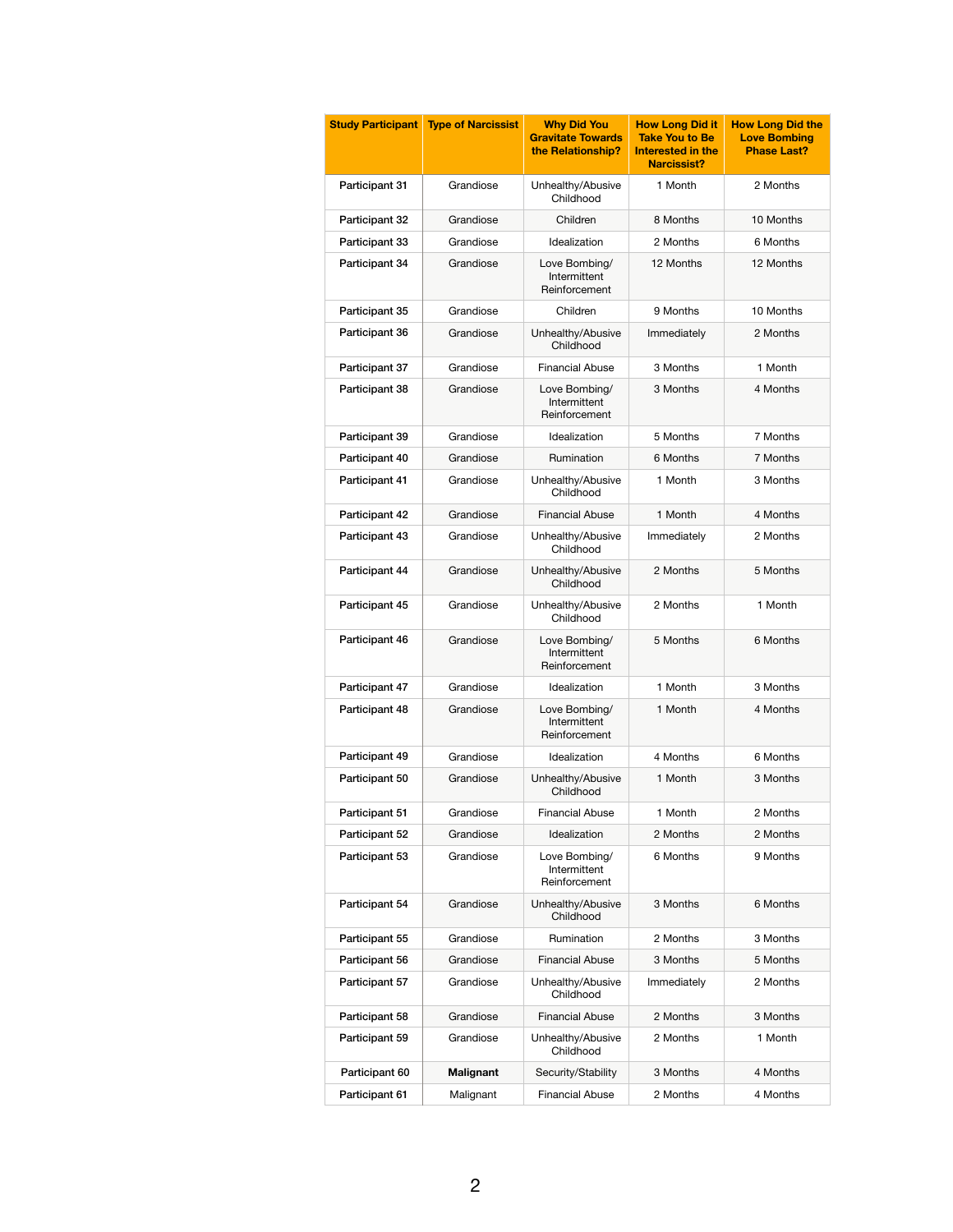| Study Participant | Type of Narcissist | Why Did You Gravitate Towards the Relationship? | How Long Did it Take You to Be Interested in the Narcissist? | How Long Did the Love Bombing Phase Last? |
|---|---|---|---|---|
| Participant 31 | Grandiose | Unhealthy/Abusive Childhood | 1 Month | 2 Months |
| Participant 32 | Grandiose | Children | 8 Months | 10 Months |
| Participant 33 | Grandiose | Idealization | 2 Months | 6 Months |
| Participant 34 | Grandiose | Love Bombing/ Intermittent Reinforcement | 12 Months | 12 Months |
| Participant 35 | Grandiose | Children | 9 Months | 10 Months |
| Participant 36 | Grandiose | Unhealthy/Abusive Childhood | Immediately | 2 Months |
| Participant 37 | Grandiose | Financial Abuse | 3 Months | 1 Month |
| Participant 38 | Grandiose | Love Bombing/ Intermittent Reinforcement | 3 Months | 4 Months |
| Participant 39 | Grandiose | Idealization | 5 Months | 7 Months |
| Participant 40 | Grandiose | Rumination | 6 Months | 7 Months |
| Participant 41 | Grandiose | Unhealthy/Abusive Childhood | 1 Month | 3 Months |
| Participant 42 | Grandiose | Financial Abuse | 1 Month | 4 Months |
| Participant 43 | Grandiose | Unhealthy/Abusive Childhood | Immediately | 2 Months |
| Participant 44 | Grandiose | Unhealthy/Abusive Childhood | 2 Months | 5 Months |
| Participant 45 | Grandiose | Unhealthy/Abusive Childhood | 2 Months | 1 Month |
| Participant 46 | Grandiose | Love Bombing/ Intermittent Reinforcement | 5 Months | 6 Months |
| Participant 47 | Grandiose | Idealization | 1 Month | 3 Months |
| Participant 48 | Grandiose | Love Bombing/ Intermittent Reinforcement | 1 Month | 4 Months |
| Participant 49 | Grandiose | Idealization | 4 Months | 6 Months |
| Participant 50 | Grandiose | Unhealthy/Abusive Childhood | 1 Month | 3 Months |
| Participant 51 | Grandiose | Financial Abuse | 1 Month | 2 Months |
| Participant 52 | Grandiose | Idealization | 2 Months | 2 Months |
| Participant 53 | Grandiose | Love Bombing/ Intermittent Reinforcement | 6 Months | 9 Months |
| Participant 54 | Grandiose | Unhealthy/Abusive Childhood | 3 Months | 6 Months |
| Participant 55 | Grandiose | Rumination | 2 Months | 3 Months |
| Participant 56 | Grandiose | Financial Abuse | 3 Months | 5 Months |
| Participant 57 | Grandiose | Unhealthy/Abusive Childhood | Immediately | 2 Months |
| Participant 58 | Grandiose | Financial Abuse | 2 Months | 3 Months |
| Participant 59 | Grandiose | Unhealthy/Abusive Childhood | 2 Months | 1 Month |
| Participant 60 | **Malignant** | Security/Stability | 3 Months | 4 Months |
| Participant 61 | Malignant | Financial Abuse | 2 Months | 4 Months |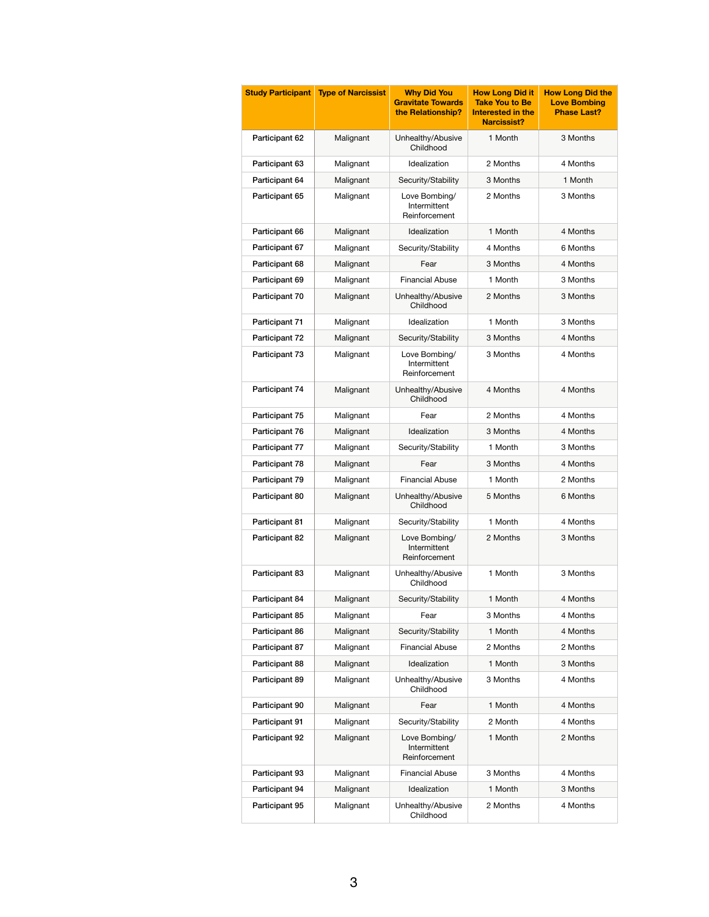| Study Participant | Type of Narcissist | Why Did You Gravitate Towards the Relationship? | How Long Did it Take You to Be Interested in the Narcissist? | How Long Did the Love Bombing Phase Last? |
|---|---|---|---|---|
| Participant 62 | Malignant | Unhealthy/Abusive Childhood | 1 Month | 3 Months |
| Participant 63 | Malignant | Idealization | 2 Months | 4 Months |
| Participant 64 | Malignant | Security/Stability | 3 Months | 1 Month |
| Participant 65 | Malignant | Love Bombing/ Intermittent Reinforcement | 2 Months | 3 Months |
| Participant 66 | Malignant | Idealization | 1 Month | 4 Months |
| Participant 67 | Malignant | Security/Stability | 4 Months | 6 Months |
| Participant 68 | Malignant | Fear | 3 Months | 4 Months |
| Participant 69 | Malignant | Financial Abuse | 1 Month | 3 Months |
| Participant 70 | Malignant | Unhealthy/Abusive Childhood | 2 Months | 3 Months |
| Participant 71 | Malignant | Idealization | 1 Month | 3 Months |
| Participant 72 | Malignant | Security/Stability | 3 Months | 4 Months |
| Participant 73 | Malignant | Love Bombing/ Intermittent Reinforcement | 3 Months | 4 Months |
| Participant 74 | Malignant | Unhealthy/Abusive Childhood | 4 Months | 4 Months |
| Participant 75 | Malignant | Fear | 2 Months | 4 Months |
| Participant 76 | Malignant | Idealization | 3 Months | 4 Months |
| Participant 77 | Malignant | Security/Stability | 1 Month | 3 Months |
| Participant 78 | Malignant | Fear | 3 Months | 4 Months |
| Participant 79 | Malignant | Financial Abuse | 1 Month | 2 Months |
| Participant 80 | Malignant | Unhealthy/Abusive Childhood | 5 Months | 6 Months |
| Participant 81 | Malignant | Security/Stability | 1 Month | 4 Months |
| Participant 82 | Malignant | Love Bombing/ Intermittent Reinforcement | 2 Months | 3 Months |
| Participant 83 | Malignant | Unhealthy/Abusive Childhood | 1 Month | 3 Months |
| Participant 84 | Malignant | Security/Stability | 1 Month | 4 Months |
| Participant 85 | Malignant | Fear | 3 Months | 4 Months |
| Participant 86 | Malignant | Security/Stability | 1 Month | 4 Months |
| Participant 87 | Malignant | Financial Abuse | 2 Months | 2 Months |
| Participant 88 | Malignant | Idealization | 1 Month | 3 Months |
| Participant 89 | Malignant | Unhealthy/Abusive Childhood | 3 Months | 4 Months |
| Participant 90 | Malignant | Fear | 1 Month | 4 Months |
| Participant 91 | Malignant | Security/Stability | 2 Month | 4 Months |
| Participant 92 | Malignant | Love Bombing/ Intermittent Reinforcement | 1 Month | 2 Months |
| Participant 93 | Malignant | Financial Abuse | 3 Months | 4 Months |
| Participant 94 | Malignant | Idealization | 1 Month | 3 Months |
| Participant 95 | Malignant | Unhealthy/Abusive Childhood | 2 Months | 4 Months |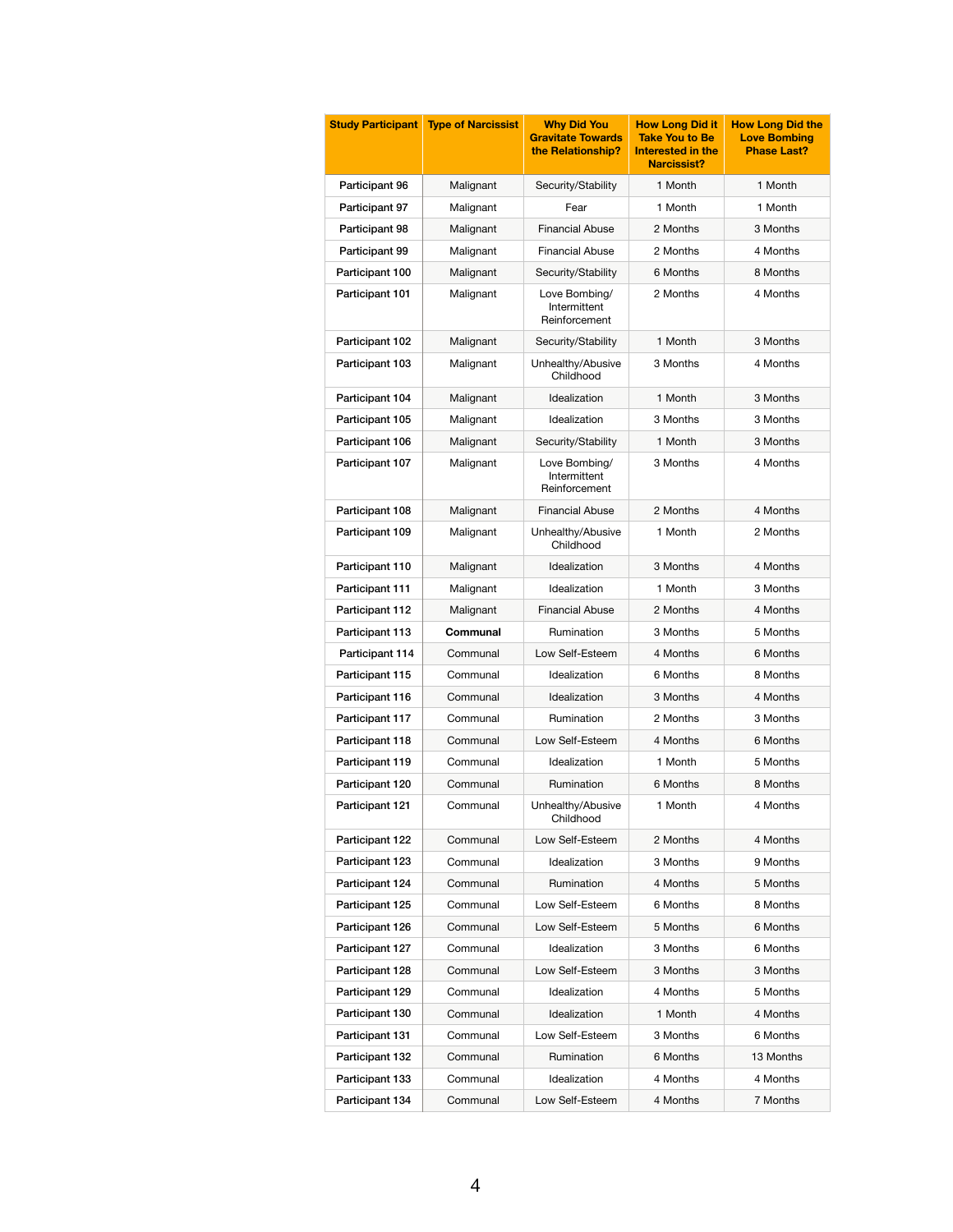| Study Participant | Type of Narcissist | Why Did You Gravitate Towards the Relationship? | How Long Did it Take You to Be Interested in the Narcissist? | How Long Did the Love Bombing Phase Last? |
|---|---|---|---|---|
| Participant 96 | Malignant | Security/Stability | 1 Month | 1 Month |
| Participant 97 | Malignant | Fear | 1 Month | 1 Month |
| Participant 98 | Malignant | Financial Abuse | 2 Months | 3 Months |
| Participant 99 | Malignant | Financial Abuse | 2 Months | 4 Months |
| Participant 100 | Malignant | Security/Stability | 6 Months | 8 Months |
| Participant 101 | Malignant | Love Bombing/ Intermittent Reinforcement | 2 Months | 4 Months |
| Participant 102 | Malignant | Security/Stability | 1 Month | 3 Months |
| Participant 103 | Malignant | Unhealthy/Abusive Childhood | 3 Months | 4 Months |
| Participant 104 | Malignant | Idealization | 1 Month | 3 Months |
| Participant 105 | Malignant | Idealization | 3 Months | 3 Months |
| Participant 106 | Malignant | Security/Stability | 1 Month | 3 Months |
| Participant 107 | Malignant | Love Bombing/ Intermittent Reinforcement | 3 Months | 4 Months |
| Participant 108 | Malignant | Financial Abuse | 2 Months | 4 Months |
| Participant 109 | Malignant | Unhealthy/Abusive Childhood | 1 Month | 2 Months |
| Participant 110 | Malignant | Idealization | 3 Months | 4 Months |
| Participant 111 | Malignant | Idealization | 1 Month | 3 Months |
| Participant 112 | Malignant | Financial Abuse | 2 Months | 4 Months |
| Participant 113 | **Communal** | Rumination | 3 Months | 5 Months |
| Participant 114 | Communal | Low Self-Esteem | 4 Months | 6 Months |
| Participant 115 | Communal | Idealization | 6 Months | 8 Months |
| Participant 116 | Communal | Idealization | 3 Months | 4 Months |
| Participant 117 | Communal | Rumination | 2 Months | 3 Months |
| Participant 118 | Communal | Low Self-Esteem | 4 Months | 6 Months |
| Participant 119 | Communal | Idealization | 1 Month | 5 Months |
| Participant 120 | Communal | Rumination | 6 Months | 8 Months |
| Participant 121 | Communal | Unhealthy/Abusive Childhood | 1 Month | 4 Months |
| Participant 122 | Communal | Low Self-Esteem | 2 Months | 4 Months |
| Participant 123 | Communal | Idealization | 3 Months | 9 Months |
| Participant 124 | Communal | Rumination | 4 Months | 5 Months |
| Participant 125 | Communal | Low Self-Esteem | 6 Months | 8 Months |
| Participant 126 | Communal | Low Self-Esteem | 5 Months | 6 Months |
| Participant 127 | Communal | Idealization | 3 Months | 6 Months |
| Participant 128 | Communal | Low Self-Esteem | 3 Months | 3 Months |
| Participant 129 | Communal | Idealization | 4 Months | 5 Months |
| Participant 130 | Communal | Idealization | 1 Month | 4 Months |
| Participant 131 | Communal | Low Self-Esteem | 3 Months | 6 Months |
| Participant 132 | Communal | Rumination | 6 Months | 13 Months |
| Participant 133 | Communal | Idealization | 4 Months | 4 Months |
| Participant 134 | Communal | Low Self-Esteem | 4 Months | 7 Months |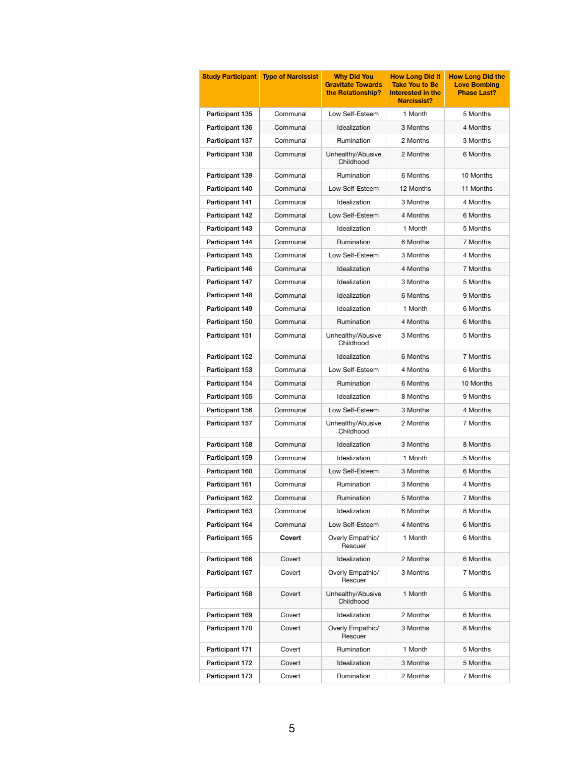| Study Participant | Type of Narcissist | Why Did You Gravitate Towards the Relationship? | How Long Did it Take You to Be Interested in the Narcissist? | How Long Did the Love Bombing Phase Last? |
|---|---|---|---|---|
| Participant 135 | Communal | Low Self-Esteem | 1 Month | 5 Months |
| Participant 136 | Communal | Idealization | 3 Months | 4 Months |
| Participant 137 | Communal | Rumination | 2 Months | 3 Months |
| Participant 138 | Communal | Unhealthy/Abusive Childhood | 2 Months | 6 Months |
| Participant 139 | Communal | Rumination | 6 Months | 10 Months |
| Participant 140 | Communal | Low Self-Esteem | 12 Months | 11 Months |
| Participant 141 | Communal | Idealization | 3 Months | 4 Months |
| Participant 142 | Communal | Low Self-Esteem | 4 Months | 6 Months |
| Participant 143 | Communal | Idealization | 1 Month | 5 Months |
| Participant 144 | Communal | Rumination | 6 Months | 7 Months |
| Participant 145 | Communal | Low Self-Esteem | 3 Months | 4 Months |
| Participant 146 | Communal | Idealization | 4 Months | 7 Months |
| Participant 147 | Communal | Idealization | 3 Months | 5 Months |
| Participant 148 | Communal | Idealization | 6 Months | 9 Months |
| Participant 149 | Communal | Idealization | 1 Month | 6 Months |
| Participant 150 | Communal | Rumination | 4 Months | 6 Months |
| Participant 151 | Communal | Unhealthy/Abusive Childhood | 3 Months | 5 Months |
| Participant 152 | Communal | Idealization | 6 Months | 7 Months |
| Participant 153 | Communal | Low Self-Esteem | 4 Months | 6 Months |
| Participant 154 | Communal | Rumination | 6 Months | 10 Months |
| Participant 155 | Communal | Idealization | 8 Months | 9 Months |
| Participant 156 | Communal | Low Self-Esteem | 3 Months | 4 Months |
| Participant 157 | Communal | Unhealthy/Abusive Childhood | 2 Months | 7 Months |
| Participant 158 | Communal | Idealization | 3 Months | 8 Months |
| Participant 159 | Communal | Idealization | 1 Month | 5 Months |
| Participant 160 | Communal | Low Self-Esteem | 3 Months | 6 Months |
| Participant 161 | Communal | Rumination | 3 Months | 4 Months |
| Participant 162 | Communal | Rumination | 5 Months | 7 Months |
| Participant 163 | Communal | Idealization | 6 Months | 8 Months |
| Participant 164 | Communal | Low Self-Esteem | 4 Months | 6 Months |
| Participant 165 | **Covert** | Overly Empathic/ Rescuer | 1 Month | 6 Months |
| Participant 166 | Covert | Idealization | 2 Months | 6 Months |
| Participant 167 | Covert | Overly Empathic/ Rescuer | 3 Months | 7 Months |
| Participant 168 | Covert | Unhealthy/Abusive Childhood | 1 Month | 5 Months |
| Participant 169 | Covert | Idealization | 2 Months | 6 Months |
| Participant 170 | Covert | Overly Empathic/ Rescuer | 3 Months | 8 Months |
| Participant 171 | Covert | Rumination | 1 Month | 5 Months |
| Participant 172 | Covert | Idealization | 3 Months | 5 Months |
| Participant 173 | Covert | Rumination | 2 Months | 7 Months |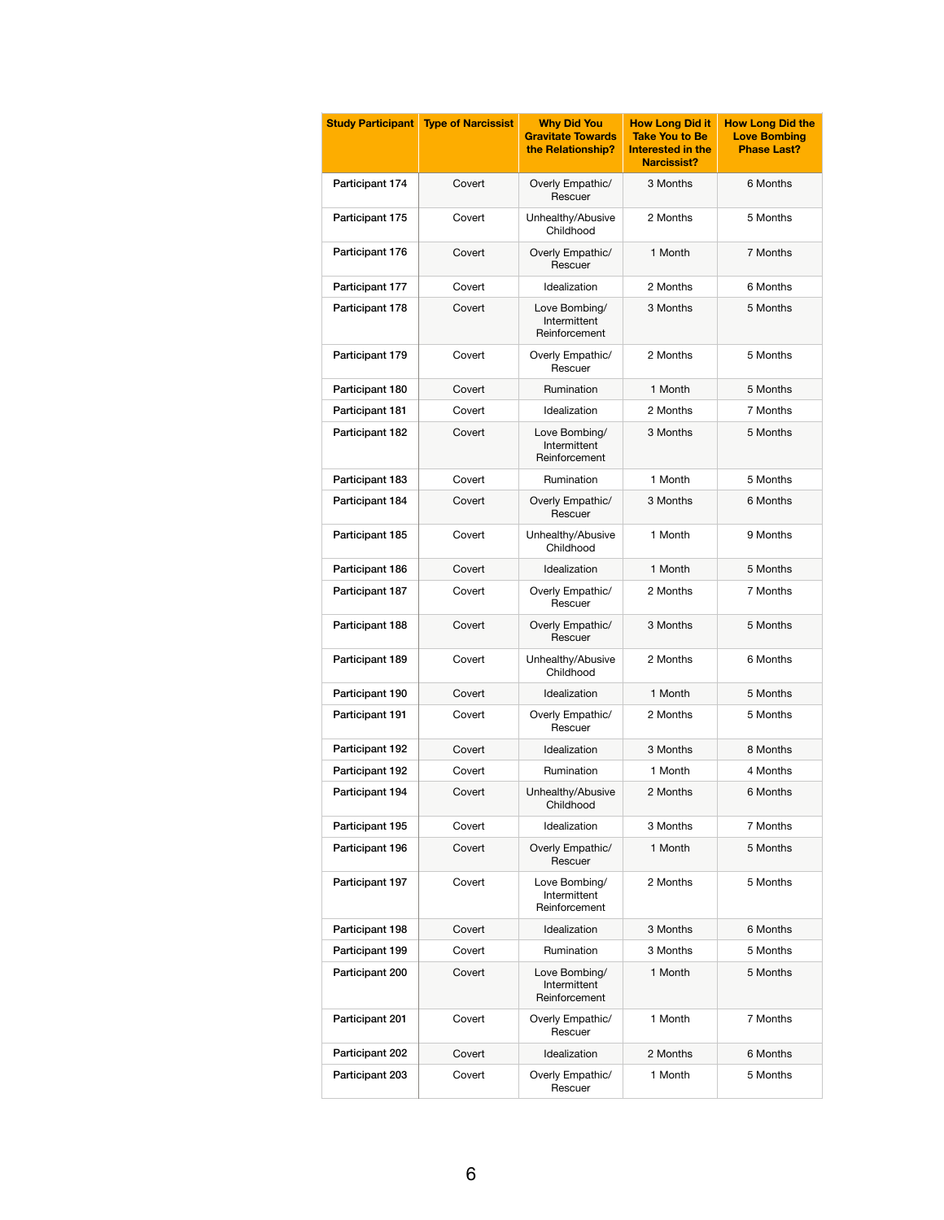| Study Participant | Type of Narcissist | Why Did You Gravitate Towards the Relationship? | How Long Did it Take You to Be Interested in the Narcissist? | How Long Did the Love Bombing Phase Last? |
|---|---|---|---|---|
| Participant 174 | Covert | Overly Empathic/ Rescuer | 3 Months | 6 Months |
| Participant 175 | Covert | Unhealthy/Abusive Childhood | 2 Months | 5 Months |
| Participant 176 | Covert | Overly Empathic/ Rescuer | 1 Month | 7 Months |
| Participant 177 | Covert | Idealization | 2 Months | 6 Months |
| Participant 178 | Covert | Love Bombing/ Intermittent Reinforcement | 3 Months | 5 Months |
| Participant 179 | Covert | Overly Empathic/ Rescuer | 2 Months | 5 Months |
| Participant 180 | Covert | Rumination | 1 Month | 5 Months |
| Participant 181 | Covert | Idealization | 2 Months | 7 Months |
| Participant 182 | Covert | Love Bombing/ Intermittent Reinforcement | 3 Months | 5 Months |
| Participant 183 | Covert | Rumination | 1 Month | 5 Months |
| Participant 184 | Covert | Overly Empathic/ Rescuer | 3 Months | 6 Months |
| Participant 185 | Covert | Unhealthy/Abusive Childhood | 1 Month | 9 Months |
| Participant 186 | Covert | Idealization | 1 Month | 5 Months |
| Participant 187 | Covert | Overly Empathic/ Rescuer | 2 Months | 7 Months |
| Participant 188 | Covert | Overly Empathic/ Rescuer | 3 Months | 5 Months |
| Participant 189 | Covert | Unhealthy/Abusive Childhood | 2 Months | 6 Months |
| Participant 190 | Covert | Idealization | 1 Month | 5 Months |
| Participant 191 | Covert | Overly Empathic/ Rescuer | 2 Months | 5 Months |
| Participant 192 | Covert | Idealization | 3 Months | 8 Months |
| Participant 192 | Covert | Rumination | 1 Month | 4 Months |
| Participant 194 | Covert | Unhealthy/Abusive Childhood | 2 Months | 6 Months |
| Participant 195 | Covert | Idealization | 3 Months | 7 Months |
| Participant 196 | Covert | Overly Empathic/ Rescuer | 1 Month | 5 Months |
| Participant 197 | Covert | Love Bombing/ Intermittent Reinforcement | 2 Months | 5 Months |
| Participant 198 | Covert | Idealization | 3 Months | 6 Months |
| Participant 199 | Covert | Rumination | 3 Months | 5 Months |
| Participant 200 | Covert | Love Bombing/ Intermittent Reinforcement | 1 Month | 5 Months |
| Participant 201 | Covert | Overly Empathic/ Rescuer | 1 Month | 7 Months |
| Participant 202 | Covert | Idealization | 2 Months | 6 Months |
| Participant 203 | Covert | Overly Empathic/ Rescuer | 1 Month | 5 Months |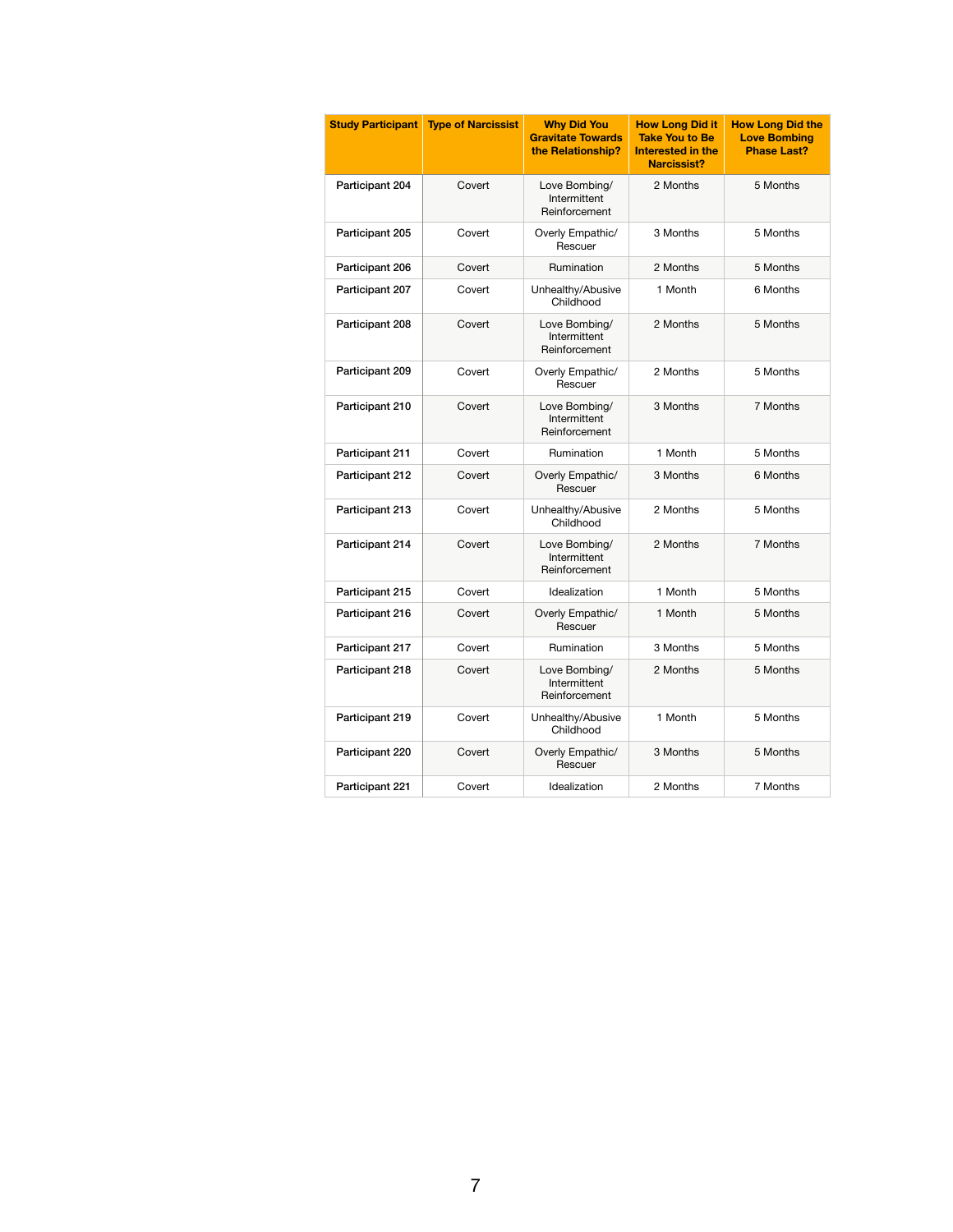| Study Participant | Type of Narcissist | Why Did You Gravitate Towards the Relationship? | How Long Did it Take You to Be Interested in the Narcissist? | How Long Did the Love Bombing Phase Last? |
|---|---|---|---|---|
| Participant 204 | Covert | Love Bombing/ Intermittent Reinforcement | 2 Months | 5 Months |
| Participant 205 | Covert | Overly Empathic/ Rescuer | 3 Months | 5 Months |
| Participant 206 | Covert | Rumination | 2 Months | 5 Months |
| Participant 207 | Covert | Unhealthy/Abusive Childhood | 1 Month | 6 Months |
| Participant 208 | Covert | Love Bombing/ Intermittent Reinforcement | 2 Months | 5 Months |
| Participant 209 | Covert | Overly Empathic/ Rescuer | 2 Months | 5 Months |
| Participant 210 | Covert | Love Bombing/ Intermittent Reinforcement | 3 Months | 7 Months |
| Participant 211 | Covert | Rumination | 1 Month | 5 Months |
| Participant 212 | Covert | Overly Empathic/ Rescuer | 3 Months | 6 Months |
| Participant 213 | Covert | Unhealthy/Abusive Childhood | 2 Months | 5 Months |
| Participant 214 | Covert | Love Bombing/ Intermittent Reinforcement | 2 Months | 7 Months |
| Participant 215 | Covert | Idealization | 1 Month | 5 Months |
| Participant 216 | Covert | Overly Empathic/ Rescuer | 1 Month | 5 Months |
| Participant 217 | Covert | Rumination | 3 Months | 5 Months |
| Participant 218 | Covert | Love Bombing/ Intermittent Reinforcement | 2 Months | 5 Months |
| Participant 219 | Covert | Unhealthy/Abusive Childhood | 1 Month | 5 Months |
| Participant 220 | Covert | Overly Empathic/ Rescuer | 3 Months | 5 Months |
| Participant 221 | Covert | Idealization | 2 Months | 7 Months |